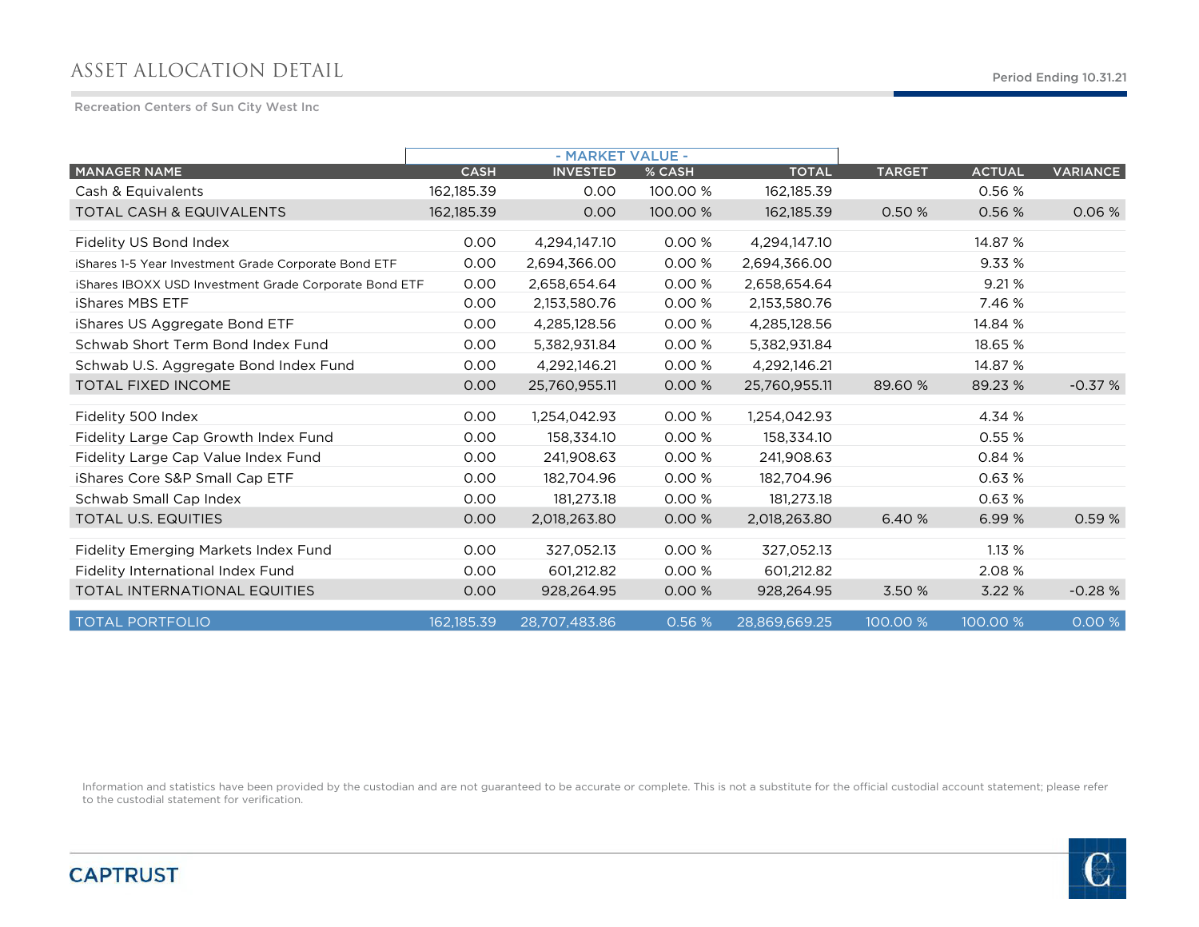# ASSET ALLOCATION DETAIL

Period Ending 10.31.21

Recreation Centers of Sun City West Inc

| | - MARKET VALUE - | | | | | | |
|---|---|---|---|---|---|---|---|
| MANAGER NAME | CASH | INVESTED | % CASH | TOTAL | TARGET | ACTUAL | VARIANCE |
| Cash & Equivalents | 162,185.39 | 0.00 | 100.00 % | 162,185.39 | | 0.56 % | |
| TOTAL CASH & EQUIVALENTS | 162,185.39 | 0.00 | 100.00 % | 162,185.39 | 0.50 % | 0.56 % | 0.06 % |
| Fidelity US Bond Index | 0.00 | 4,294,147.10 | 0.00 % | 4,294,147.10 | | 14.87 % | |
| iShares 1-5 Year Investment Grade Corporate Bond ETF | 0.00 | 2,694,366.00 | 0.00 % | 2,694,366.00 | | 9.33 % | |
| iShares IBOXX USD Investment Grade Corporate Bond ETF | 0.00 | 2,658,654.64 | 0.00 % | 2,658,654.64 | | 9.21 % | |
| iShares MBS ETF | 0.00 | 2,153,580.76 | 0.00 % | 2,153,580.76 | | 7.46 % | |
| iShares US Aggregate Bond ETF | 0.00 | 4,285,128.56 | 0.00 % | 4,285,128.56 | | 14.84 % | |
| Schwab Short Term Bond Index Fund | 0.00 | 5,382,931.84 | 0.00 % | 5,382,931.84 | | 18.65 % | |
| Schwab U.S. Aggregate Bond Index Fund | 0.00 | 4,292,146.21 | 0.00 % | 4,292,146.21 | | 14.87 % | |
| TOTAL FIXED INCOME | 0.00 | 25,760,955.11 | 0.00 % | 25,760,955.11 | 89.60 % | 89.23 % | -0.37 % |
| Fidelity 500 Index | 0.00 | 1,254,042.93 | 0.00 % | 1,254,042.93 | | 4.34 % | |
| Fidelity Large Cap Growth Index Fund | 0.00 | 158,334.10 | 0.00 % | 158,334.10 | | 0.55 % | |
| Fidelity Large Cap Value Index Fund | 0.00 | 241,908.63 | 0.00 % | 241,908.63 | | 0.84 % | |
| iShares Core S&P Small Cap ETF | 0.00 | 182,704.96 | 0.00 % | 182,704.96 | | 0.63 % | |
| Schwab Small Cap Index | 0.00 | 181,273.18 | 0.00 % | 181,273.18 | | 0.63 % | |
| TOTAL U.S. EQUITIES | 0.00 | 2,018,263.80 | 0.00 % | 2,018,263.80 | 6.40 % | 6.99 % | 0.59 % |
| Fidelity Emerging Markets Index Fund | 0.00 | 327,052.13 | 0.00 % | 327,052.13 | | 1.13 % | |
| Fidelity International Index Fund | 0.00 | 601,212.82 | 0.00 % | 601,212.82 | | 2.08 % | |
| TOTAL INTERNATIONAL EQUITIES | 0.00 | 928,264.95 | 0.00 % | 928,264.95 | 3.50 % | 3.22 % | -0.28 % |
| TOTAL PORTFOLIO | 162,185.39 | 28,707,483.86 | 0.56 % | 28,869,669.25 | 100.00 % | 100.00 % | 0.00 % |

Information and statistics have been provided by the custodian and are not guaranteed to be accurate or complete. This is not a substitute for the official custodial account statement; please refer to the custodial statement for verification.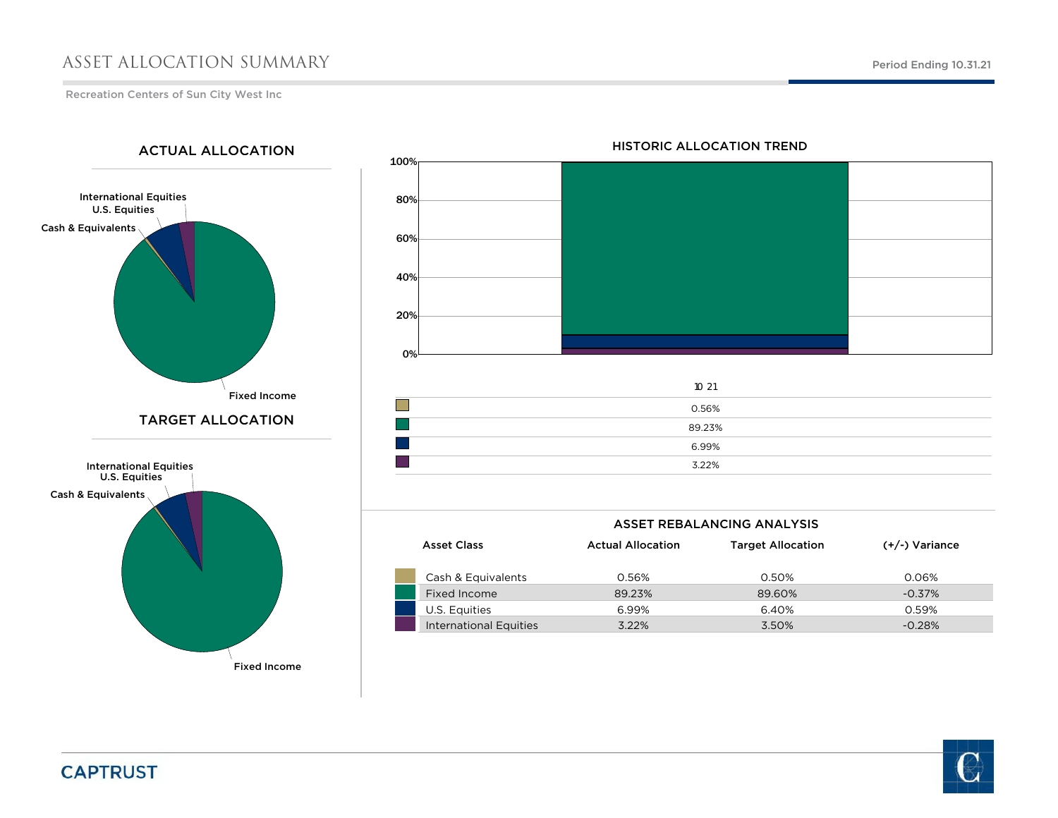# ASSET ALLOCATION SUMMARY

Period Ending 10.31.21

Recreation Centers of Sun City West Inc

## ACTUAL ALLOCATION

International Equities
U.S. Equities
Cash & Equivalents
Fixed Income

## TARGET ALLOCATION

International Equities
U.S. Equities
Cash & Equivalents
Fixed Income

## HISTORIC ALLOCATION TREND

| | 10 21 |
|---|---|
| Cash & Equivalents | 0.56% |
| Fixed Income | 89.23% |
| U.S. Equities | 6.99% |
| International Equities | 3.22% |

## ASSET REBALANCING ANALYSIS

| Asset Class | Actual Allocation | Target Allocation | (+/-) Variance |
|---|---|---|---|
| Cash & Equivalents | 0.56% | 0.50% | 0.06% |
| Fixed Income | 89.23% | 89.60% | -0.37% |
| U.S. Equities | 6.99% | 6.40% | 0.59% |
| International Equities | 3.22% | 3.50% | -0.28% |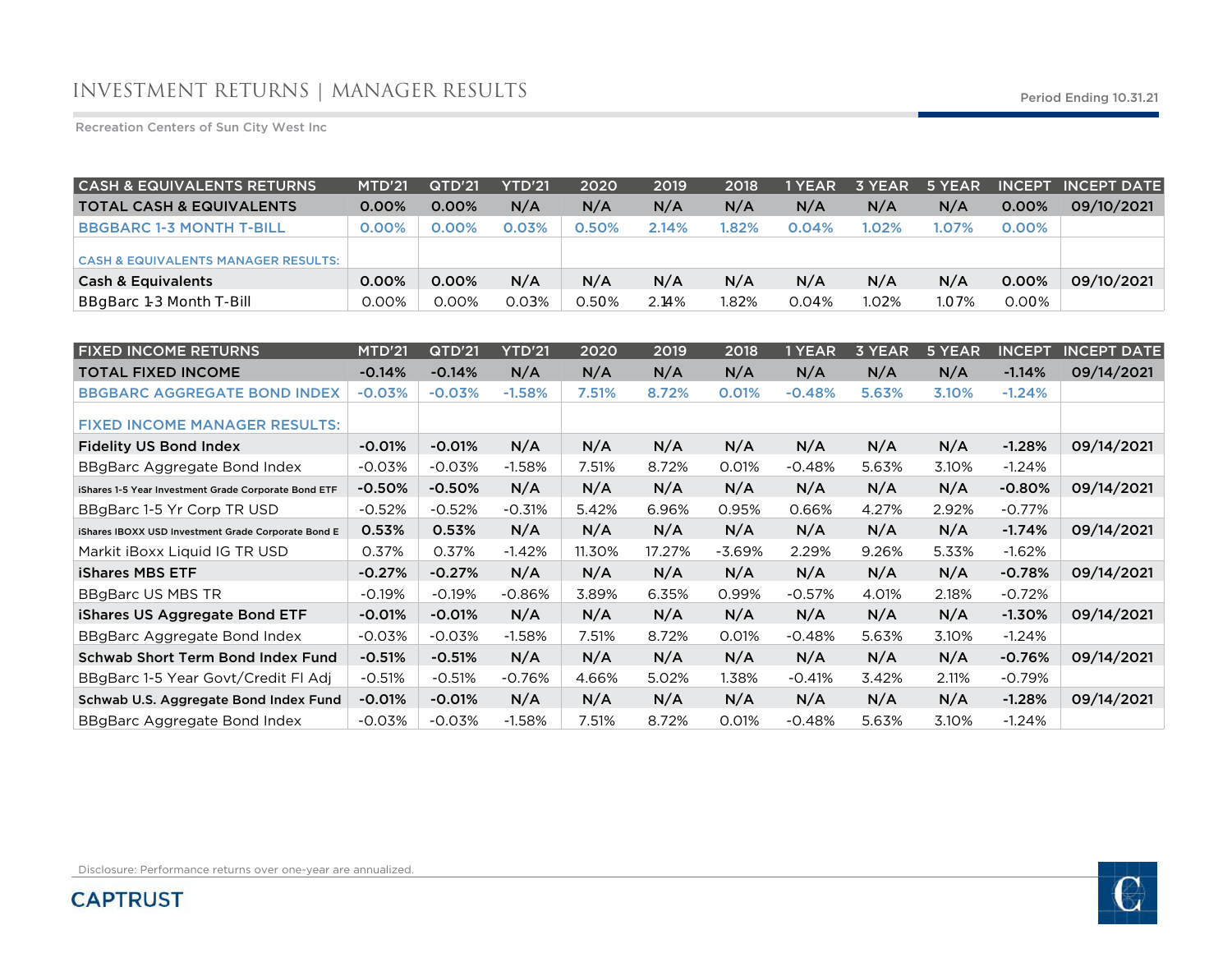# INVESTMENT RETURNS | MANAGER RESULTS

Period Ending 10.31.21

Recreation Centers of Sun City West Inc

| CASH & EQUIVALENTS RETURNS | MTD'21 | QTD'21 | YTD'21 | 2020 | 2019 | 2018 | 1 YEAR | 3 YEAR | 5 YEAR | INCEPT | INCEPT DATE |
|---|---|---|---|---|---|---|---|---|---|---|---|
| **TOTAL CASH & EQUIVALENTS** | **0.00%** | **0.00%** | **N/A** | **N/A** | **N/A** | **N/A** | **N/A** | **N/A** | **N/A** | **0.00%** | **09/10/2021** |
| BBGBARC 1-3 MONTH T-BILL | 0.00% | 0.00% | 0.03% | 0.50% | 2.14% | 1.82% | 0.04% | 1.02% | 1.07% | 0.00% | |
| CASH & EQUIVALENTS MANAGER RESULTS: | | | | | | | | | | | |
| **Cash & Equivalents** | **0.00%** | **0.00%** | **N/A** | **N/A** | **N/A** | **N/A** | **N/A** | **N/A** | **N/A** | **0.00%** | **09/10/2021** |
| BBgBarc 1-3 Month T-Bill | 0.00% | 0.00% | 0.03% | 0.50% | 2.14% | 1.82% | 0.04% | 1.02% | 1.07% | 0.00% | |

| FIXED INCOME RETURNS | MTD'21 | QTD'21 | YTD'21 | 2020 | 2019 | 2018 | 1 YEAR | 3 YEAR | 5 YEAR | INCEPT | INCEPT DATE |
|---|---|---|---|---|---|---|---|---|---|---|---|
| **TOTAL FIXED INCOME** | **-0.14%** | **-0.14%** | **N/A** | **N/A** | **N/A** | **N/A** | **N/A** | **N/A** | **N/A** | **-1.14%** | **09/14/2021** |
| BBGBARC AGGREGATE BOND INDEX | -0.03% | -0.03% | -1.58% | 7.51% | 8.72% | 0.01% | -0.48% | 5.63% | 3.10% | -1.24% | |
| FIXED INCOME MANAGER RESULTS: | | | | | | | | | | | |
| **Fidelity US Bond Index** | **-0.01%** | **-0.01%** | **N/A** | **N/A** | **N/A** | **N/A** | **N/A** | **N/A** | **N/A** | **-1.28%** | **09/14/2021** |
| BBgBarc Aggregate Bond Index | -0.03% | -0.03% | -1.58% | 7.51% | 8.72% | 0.01% | -0.48% | 5.63% | 3.10% | -1.24% | |
| **iShares 1-5 Year Investment Grade Corporate Bond ETF** | **-0.50%** | **-0.50%** | **N/A** | **N/A** | **N/A** | **N/A** | **N/A** | **N/A** | **N/A** | **-0.80%** | **09/14/2021** |
| BBgBarc 1-5 Yr Corp TR USD | -0.52% | -0.52% | -0.31% | 5.42% | 6.96% | 0.95% | 0.66% | 4.27% | 2.92% | -0.77% | |
| **iShares IBOXX USD Investment Grade Corporate Bond E** | **0.53%** | **0.53%** | **N/A** | **N/A** | **N/A** | **N/A** | **N/A** | **N/A** | **N/A** | **-1.74%** | **09/14/2021** |
| Markit iBoxx Liquid IG TR USD | 0.37% | 0.37% | -1.42% | 11.30% | 17.27% | -3.69% | 2.29% | 9.26% | 5.33% | -1.62% | |
| **iShares MBS ETF** | **-0.27%** | **-0.27%** | **N/A** | **N/A** | **N/A** | **N/A** | **N/A** | **N/A** | **N/A** | **-0.78%** | **09/14/2021** |
| BBgBarc US MBS TR | -0.19% | -0.19% | -0.86% | 3.89% | 6.35% | 0.99% | -0.57% | 4.01% | 2.18% | -0.72% | |
| **iShares US Aggregate Bond ETF** | **-0.01%** | **-0.01%** | **N/A** | **N/A** | **N/A** | **N/A** | **N/A** | **N/A** | **N/A** | **-1.30%** | **09/14/2021** |
| BBgBarc Aggregate Bond Index | -0.03% | -0.03% | -1.58% | 7.51% | 8.72% | 0.01% | -0.48% | 5.63% | 3.10% | -1.24% | |
| **Schwab Short Term Bond Index Fund** | **-0.51%** | **-0.51%** | **N/A** | **N/A** | **N/A** | **N/A** | **N/A** | **N/A** | **N/A** | **-0.76%** | **09/14/2021** |
| BBgBarc 1-5 Year Govt/Credit Fl Adj | -0.51% | -0.51% | -0.76% | 4.66% | 5.02% | 1.38% | -0.41% | 3.42% | 2.11% | -0.79% | |
| **Schwab U.S. Aggregate Bond Index Fund** | **-0.01%** | **-0.01%** | **N/A** | **N/A** | **N/A** | **N/A** | **N/A** | **N/A** | **N/A** | **-1.28%** | **09/14/2021** |
| BBgBarc Aggregate Bond Index | -0.03% | -0.03% | -1.58% | 7.51% | 8.72% | 0.01% | -0.48% | 5.63% | 3.10% | -1.24% | |

Disclosure: Performance returns over one-year are annualized.

CAPTRUST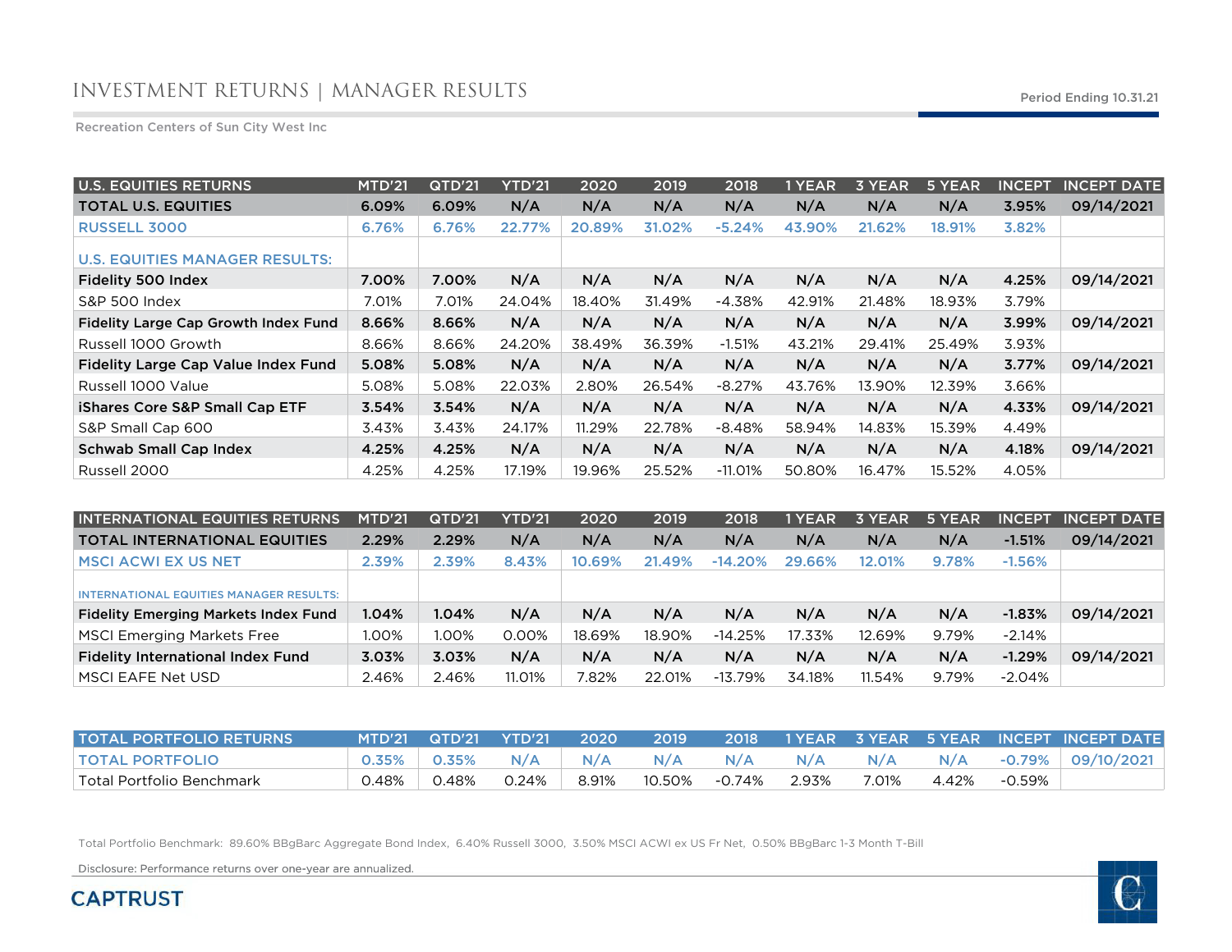# INVESTMENT RETURNS | MANAGER RESULTS

Period Ending 10.31.21

Recreation Centers of Sun City West Inc

| U.S. EQUITIES RETURNS | MTD'21 | QTD'21 | YTD'21 | 2020 | 2019 | 2018 | 1 YEAR | 3 YEAR | 5 YEAR | INCEPT | INCEPT DATE |
|---|---|---|---|---|---|---|---|---|---|---|---|
| **TOTAL U.S. EQUITIES** | **6.09%** | **6.09%** | **N/A** | **N/A** | **N/A** | **N/A** | **N/A** | **N/A** | **N/A** | **3.95%** | **09/14/2021** |
| RUSSELL 3000 | 6.76% | 6.76% | 22.77% | 20.89% | 31.02% | -5.24% | 43.90% | 21.62% | 18.91% | 3.82% | |
| U.S. EQUITIES MANAGER RESULTS: | | | | | | | | | | | |
| **Fidelity 500 Index** | **7.00%** | **7.00%** | **N/A** | **N/A** | **N/A** | **N/A** | **N/A** | **N/A** | **N/A** | **4.25%** | **09/14/2021** |
| S&P 500 Index | 7.01% | 7.01% | 24.04% | 18.40% | 31.49% | -4.38% | 42.91% | 21.48% | 18.93% | 3.79% | |
| **Fidelity Large Cap Growth Index Fund** | **8.66%** | **8.66%** | **N/A** | **N/A** | **N/A** | **N/A** | **N/A** | **N/A** | **N/A** | **3.99%** | **09/14/2021** |
| Russell 1000 Growth | 8.66% | 8.66% | 24.20% | 38.49% | 36.39% | -1.51% | 43.21% | 29.41% | 25.49% | 3.93% | |
| **Fidelity Large Cap Value Index Fund** | **5.08%** | **5.08%** | **N/A** | **N/A** | **N/A** | **N/A** | **N/A** | **N/A** | **N/A** | **3.77%** | **09/14/2021** |
| Russell 1000 Value | 5.08% | 5.08% | 22.03% | 2.80% | 26.54% | -8.27% | 43.76% | 13.90% | 12.39% | 3.66% | |
| **iShares Core S&P Small Cap ETF** | **3.54%** | **3.54%** | **N/A** | **N/A** | **N/A** | **N/A** | **N/A** | **N/A** | **N/A** | **4.33%** | **09/14/2021** |
| S&P Small Cap 600 | 3.43% | 3.43% | 24.17% | 11.29% | 22.78% | -8.48% | 58.94% | 14.83% | 15.39% | 4.49% | |
| **Schwab Small Cap Index** | **4.25%** | **4.25%** | **N/A** | **N/A** | **N/A** | **N/A** | **N/A** | **N/A** | **N/A** | **4.18%** | **09/14/2021** |
| Russell 2000 | 4.25% | 4.25% | 17.19% | 19.96% | 25.52% | -11.01% | 50.80% | 16.47% | 15.52% | 4.05% | |

| INTERNATIONAL EQUITIES RETURNS | MTD'21 | QTD'21 | YTD'21 | 2020 | 2019 | 2018 | 1 YEAR | 3 YEAR | 5 YEAR | INCEPT | INCEPT DATE |
|---|---|---|---|---|---|---|---|---|---|---|---|
| **TOTAL INTERNATIONAL EQUITIES** | **2.29%** | **2.29%** | **N/A** | **N/A** | **N/A** | **N/A** | **N/A** | **N/A** | **N/A** | **-1.51%** | **09/14/2021** |
| MSCI ACWI EX US NET | 2.39% | 2.39% | 8.43% | 10.69% | 21.49% | -14.20% | 29.66% | 12.01% | 9.78% | -1.56% | |
| INTERNATIONAL EQUITIES MANAGER RESULTS: | | | | | | | | | | | |
| **Fidelity Emerging Markets Index Fund** | **1.04%** | **1.04%** | **N/A** | **N/A** | **N/A** | **N/A** | **N/A** | **N/A** | **N/A** | **-1.83%** | **09/14/2021** |
| MSCI Emerging Markets Free | 1.00% | 1.00% | 0.00% | 18.69% | 18.90% | -14.25% | 17.33% | 12.69% | 9.79% | -2.14% | |
| **Fidelity International Index Fund** | **3.03%** | **3.03%** | **N/A** | **N/A** | **N/A** | **N/A** | **N/A** | **N/A** | **N/A** | **-1.29%** | **09/14/2021** |
| MSCI EAFE Net USD | 2.46% | 2.46% | 11.01% | 7.82% | 22.01% | -13.79% | 34.18% | 11.54% | 9.79% | -2.04% | |

| TOTAL PORTFOLIO RETURNS | MTD'21 | QTD'21 | YTD'21 | 2020 | 2019 | 2018 | 1 YEAR | 3 YEAR | 5 YEAR | INCEPT | INCEPT DATE |
|---|---|---|---|---|---|---|---|---|---|---|---|
| TOTAL PORTFOLIO | 0.35% | 0.35% | N/A | N/A | N/A | N/A | N/A | N/A | N/A | -0.79% | 09/10/2021 |
| Total Portfolio Benchmark | 0.48% | 0.48% | 0.24% | 8.91% | 10.50% | -0.74% | 2.93% | 7.01% | 4.42% | -0.59% | |

Total Portfolio Benchmark: 89.60% BBgBarc Aggregate Bond Index, 6.40% Russell 3000, 3.50% MSCI ACWI ex US Fr Net, 0.50% BBgBarc 1-3 Month T-Bill

Disclosure: Performance returns over one-year are annualized.

CAPTRUST